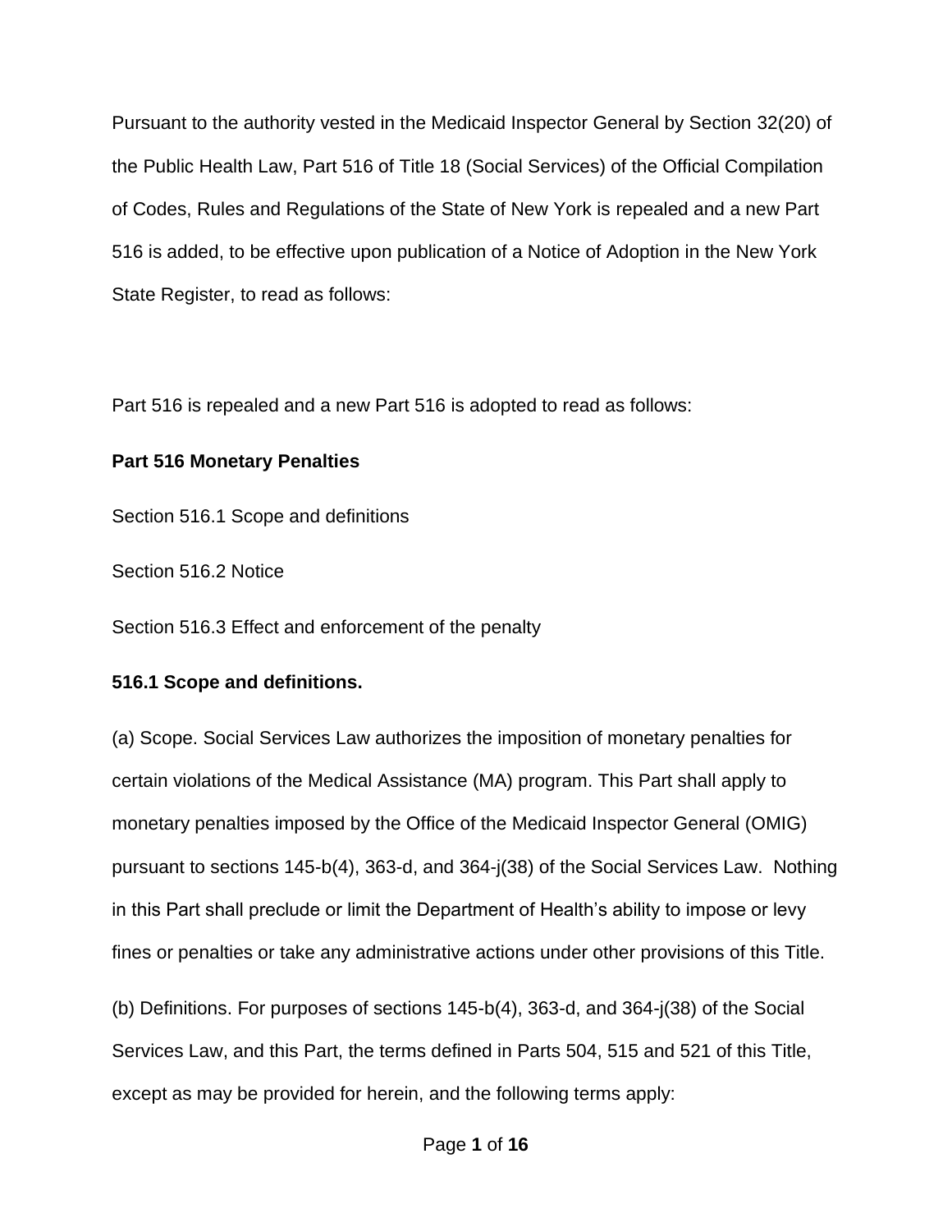Pursuant to the authority vested in the Medicaid Inspector General by Section 32(20) of the Public Health Law, Part 516 of Title 18 (Social Services) of the Official Compilation of Codes, Rules and Regulations of the State of New York is repealed and a new Part 516 is added, to be effective upon publication of a Notice of Adoption in the New York State Register, to read as follows:

Part 516 is repealed and a new Part 516 is adopted to read as follows:

**Part 516 Monetary Penalties**

Section 516.1 Scope and definitions

Section 516.2 Notice

Section 516.3 Effect and enforcement of the penalty

**516.1 Scope and definitions.**

(a) Scope. Social Services Law authorizes the imposition of monetary penalties for certain violations of the Medical Assistance (MA) program. This Part shall apply to monetary penalties imposed by the Office of the Medicaid Inspector General (OMIG) pursuant to sections 145-b(4), 363-d, and 364-j(38) of the Social Services Law. Nothing in this Part shall preclude or limit the Department of Health's ability to impose or levy fines or penalties or take any administrative actions under other provisions of this Title.

(b) Definitions. For purposes of sections 145-b(4), 363-d, and 364-j(38) of the Social Services Law, and this Part, the terms defined in Parts 504, 515 and 521 of this Title, except as may be provided for herein, and the following terms apply: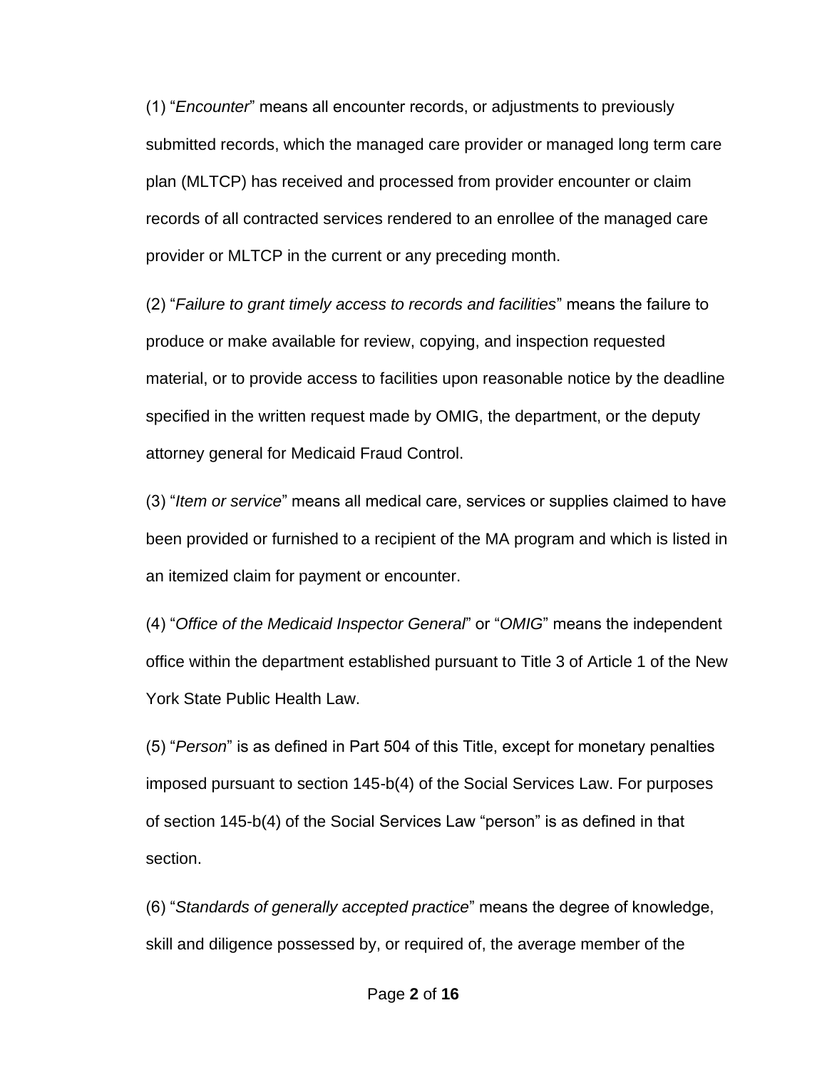(1) “*Encounter*” means all encounter records, or adjustments to previously submitted records, which the managed care provider or managed long term care plan (MLTCP) has received and processed from provider encounter or claim records of all contracted services rendered to an enrollee of the managed care provider or MLTCP in the current or any preceding month.

(2) “*Failure to grant timely access to records and facilities*” means the failure to produce or make available for review, copying, and inspection requested material, or to provide access to facilities upon reasonable notice by the deadline specified in the written request made by OMIG, the department, or the deputy attorney general for Medicaid Fraud Control.

(3) “*Item or service*” means all medical care, services or supplies claimed to have been provided or furnished to a recipient of the MA program and which is listed in an itemized claim for payment or encounter.

(4) “*Office of the Medicaid Inspector General*” or “*OMIG*” means the independent office within the department established pursuant to Title 3 of Article 1 of the New York State Public Health Law.

(5) “*Person*” is as defined in Part 504 of this Title, except for monetary penalties imposed pursuant to section 145-b(4) of the Social Services Law. For purposes of section 145-b(4) of the Social Services Law “person” is as defined in that section.

(6) “*Standards of generally accepted practice*” means the degree of knowledge, skill and diligence possessed by, or required of, the average member of the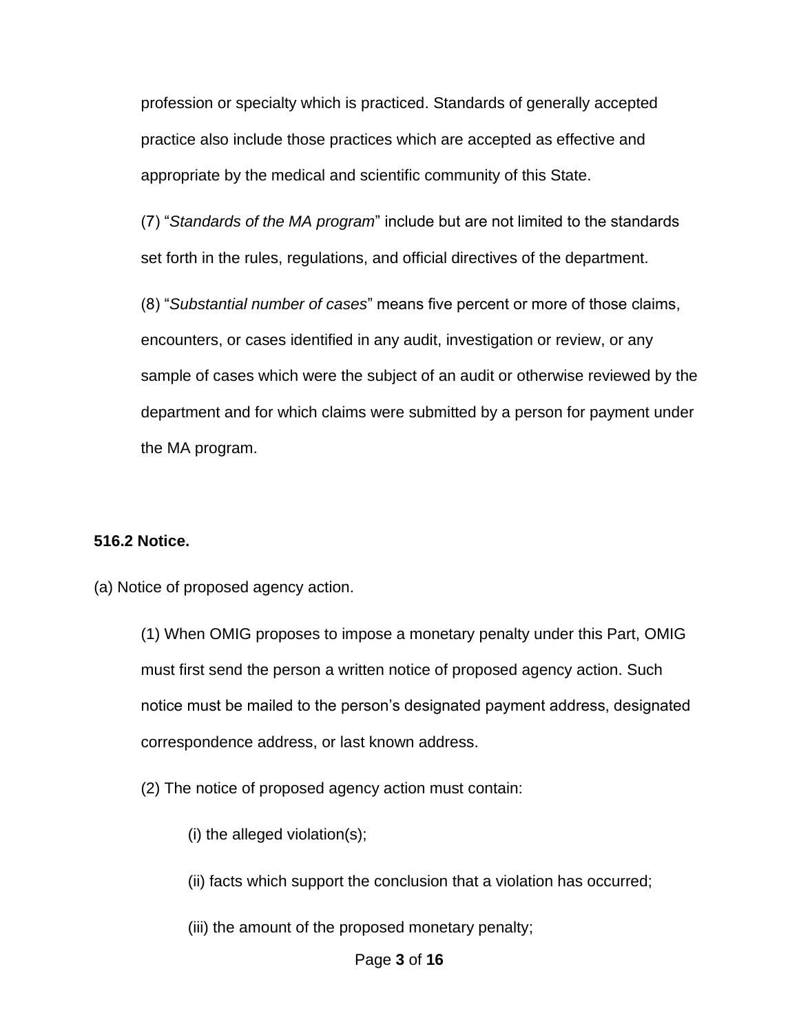profession or specialty which is practiced. Standards of generally accepted practice also include those practices which are accepted as effective and appropriate by the medical and scientific community of this State.

(7) "*Standards of the MA program*" include but are not limited to the standards set forth in the rules, regulations, and official directives of the department.

(8) "*Substantial number of cases*" means five percent or more of those claims, encounters, or cases identified in any audit, investigation or review, or any sample of cases which were the subject of an audit or otherwise reviewed by the department and for which claims were submitted by a person for payment under the MA program.

**516.2 Notice.**

(a) Notice of proposed agency action.

(1) When OMIG proposes to impose a monetary penalty under this Part, OMIG must first send the person a written notice of proposed agency action. Such notice must be mailed to the person's designated payment address, designated correspondence address, or last known address.

(2) The notice of proposed agency action must contain:

(i) the alleged violation(s);

(ii) facts which support the conclusion that a violation has occurred;

(iii) the amount of the proposed monetary penalty;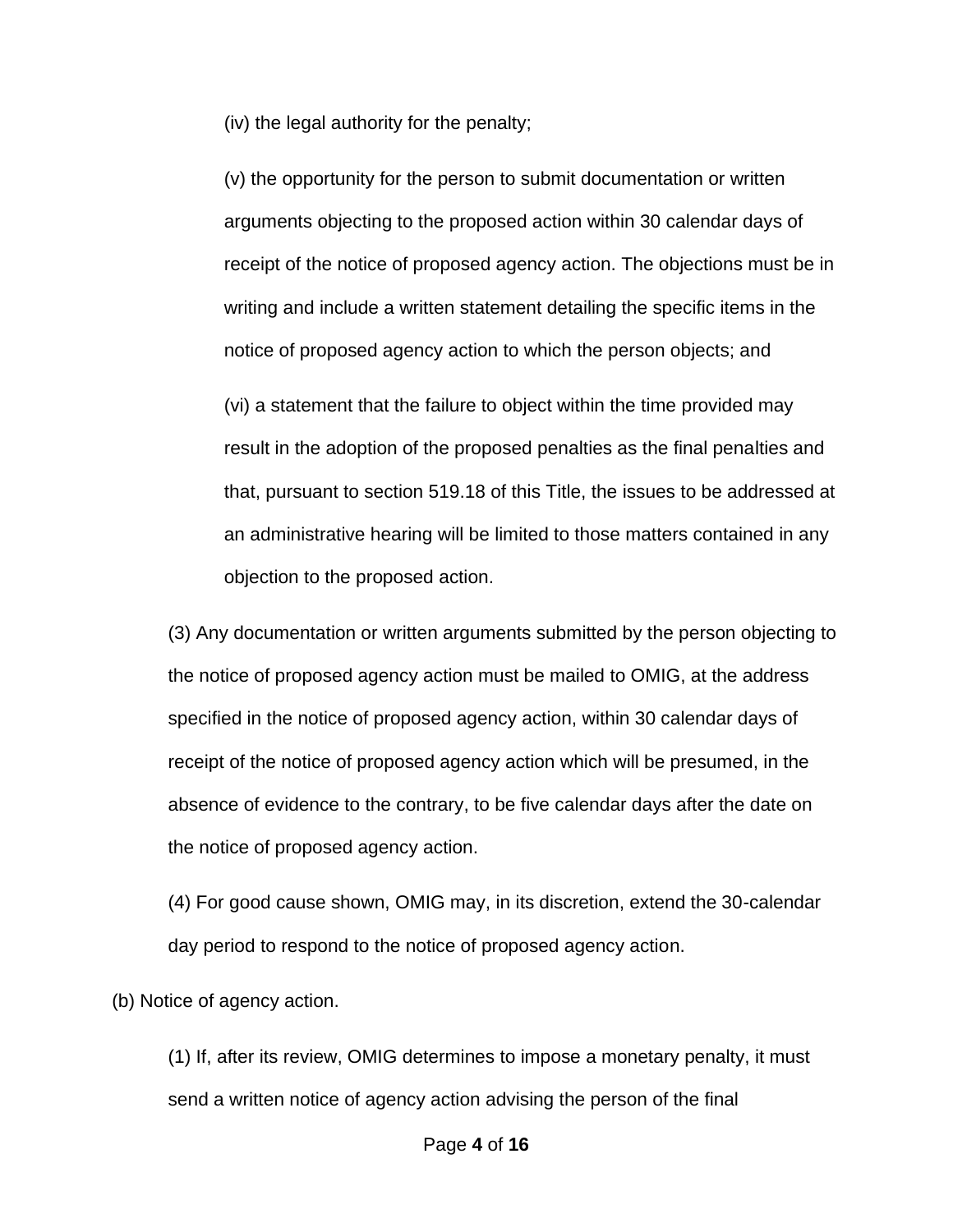(iv) the legal authority for the penalty;

(v) the opportunity for the person to submit documentation or written arguments objecting to the proposed action within 30 calendar days of receipt of the notice of proposed agency action. The objections must be in writing and include a written statement detailing the specific items in the notice of proposed agency action to which the person objects; and

(vi) a statement that the failure to object within the time provided may result in the adoption of the proposed penalties as the final penalties and that, pursuant to section 519.18 of this Title, the issues to be addressed at an administrative hearing will be limited to those matters contained in any objection to the proposed action.

(3) Any documentation or written arguments submitted by the person objecting to the notice of proposed agency action must be mailed to OMIG, at the address specified in the notice of proposed agency action, within 30 calendar days of receipt of the notice of proposed agency action which will be presumed, in the absence of evidence to the contrary, to be five calendar days after the date on the notice of proposed agency action.

(4) For good cause shown, OMIG may, in its discretion, extend the 30-calendar day period to respond to the notice of proposed agency action.

(b) Notice of agency action.

(1) If, after its review, OMIG determines to impose a monetary penalty, it must send a written notice of agency action advising the person of the final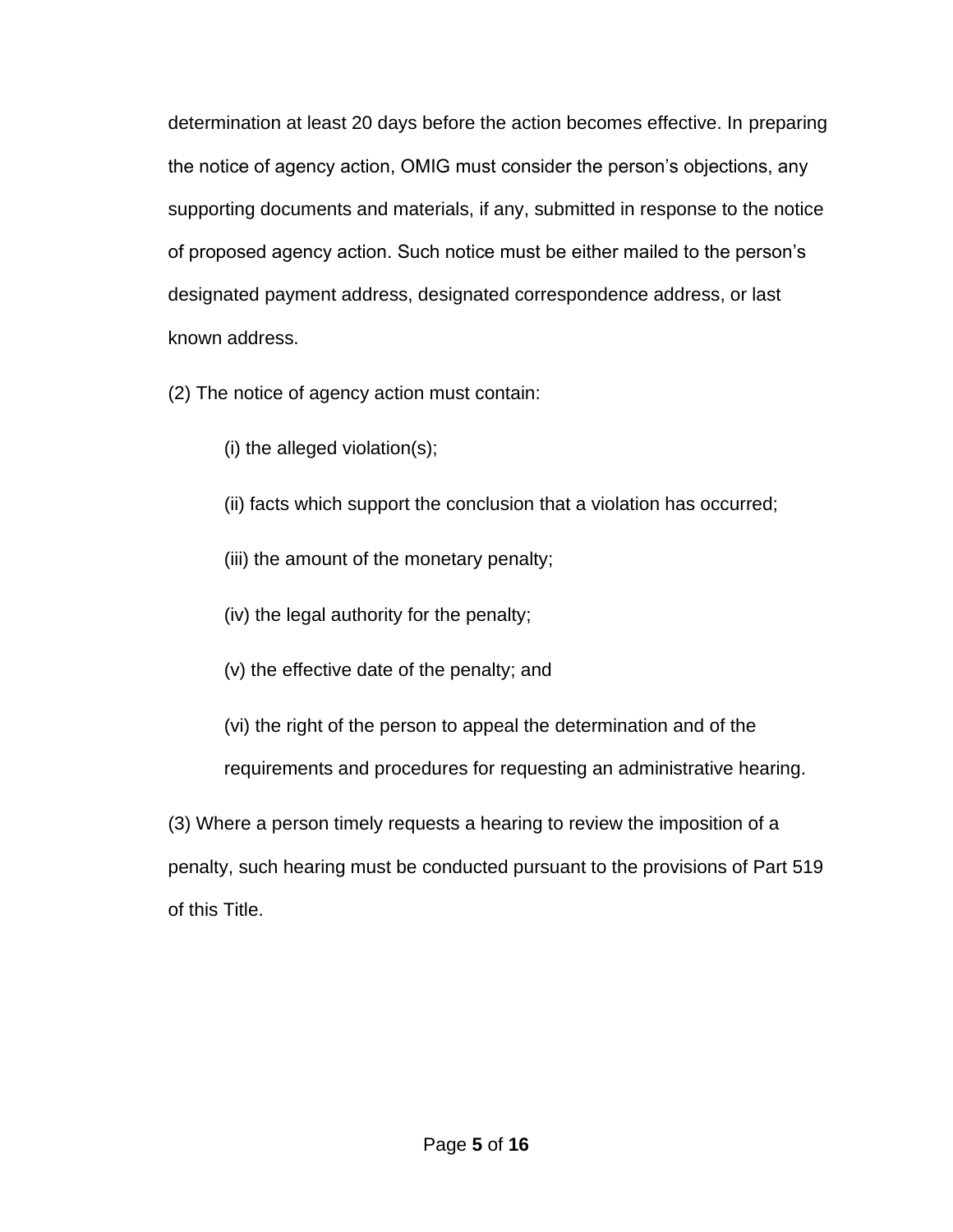determination at least 20 days before the action becomes effective. In preparing the notice of agency action, OMIG must consider the person's objections, any supporting documents and materials, if any, submitted in response to the notice of proposed agency action. Such notice must be either mailed to the person's designated payment address, designated correspondence address, or last known address.

(2) The notice of agency action must contain:

(i) the alleged violation(s);

(ii) facts which support the conclusion that a violation has occurred;

(iii) the amount of the monetary penalty;

(iv) the legal authority for the penalty;

(v) the effective date of the penalty; and

(vi) the right of the person to appeal the determination and of the requirements and procedures for requesting an administrative hearing.

(3) Where a person timely requests a hearing to review the imposition of a penalty, such hearing must be conducted pursuant to the provisions of Part 519 of this Title.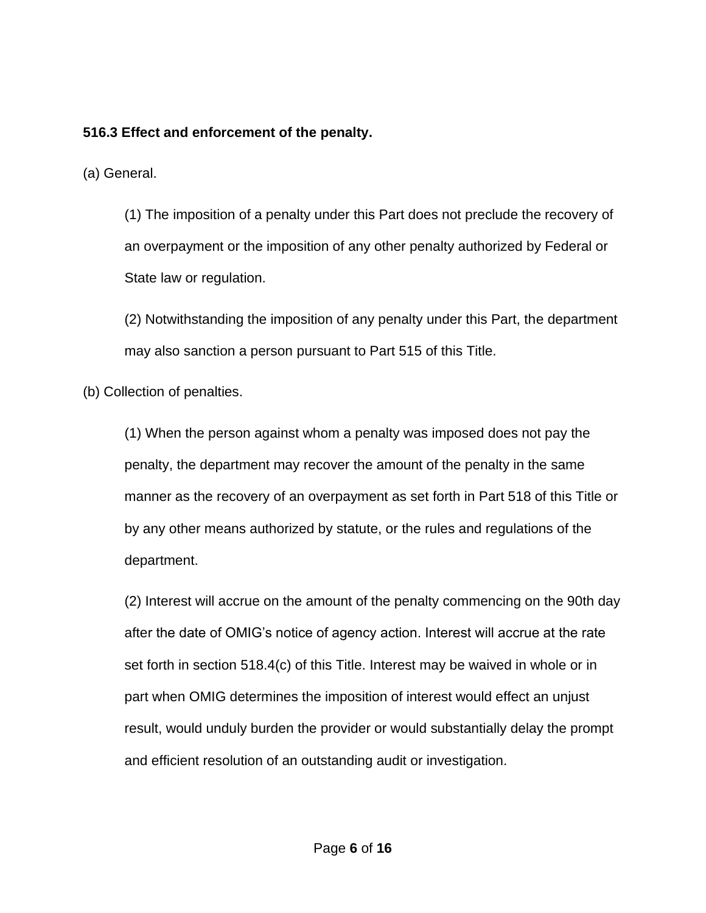**516.3 Effect and enforcement of the penalty.**

(a) General.

(1) The imposition of a penalty under this Part does not preclude the recovery of an overpayment or the imposition of any other penalty authorized by Federal or State law or regulation.

(2) Notwithstanding the imposition of any penalty under this Part, the department may also sanction a person pursuant to Part 515 of this Title.

(b) Collection of penalties.

(1) When the person against whom a penalty was imposed does not pay the penalty, the department may recover the amount of the penalty in the same manner as the recovery of an overpayment as set forth in Part 518 of this Title or by any other means authorized by statute, or the rules and regulations of the department.

(2) Interest will accrue on the amount of the penalty commencing on the 90th day after the date of OMIG's notice of agency action. Interest will accrue at the rate set forth in section 518.4(c) of this Title. Interest may be waived in whole or in part when OMIG determines the imposition of interest would effect an unjust result, would unduly burden the provider or would substantially delay the prompt and efficient resolution of an outstanding audit or investigation.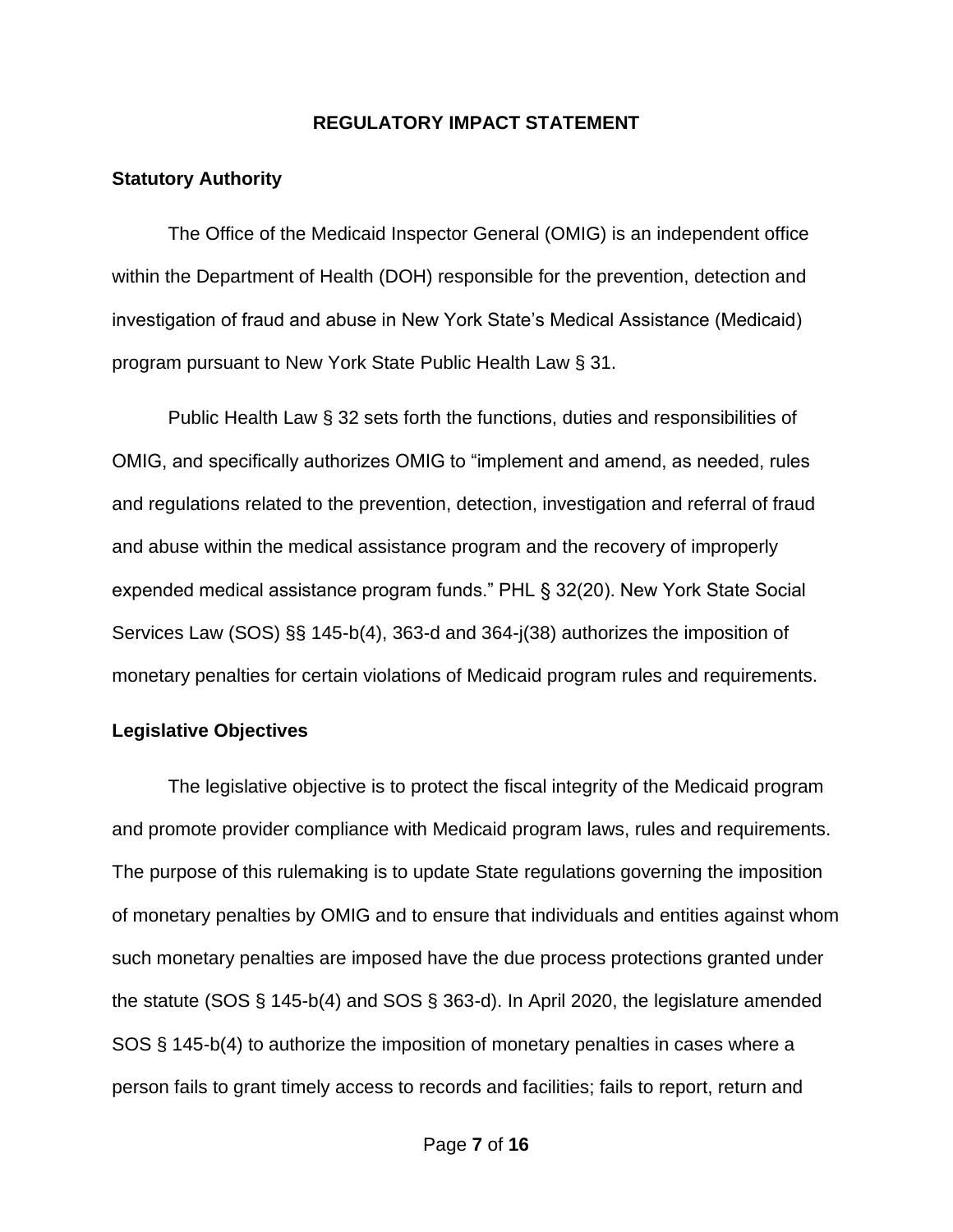## REGULATORY IMPACT STATEMENT

### Statutory Authority

The Office of the Medicaid Inspector General (OMIG) is an independent office within the Department of Health (DOH) responsible for the prevention, detection and investigation of fraud and abuse in New York State's Medical Assistance (Medicaid) program pursuant to New York State Public Health Law § 31.

Public Health Law § 32 sets forth the functions, duties and responsibilities of OMIG, and specifically authorizes OMIG to "implement and amend, as needed, rules and regulations related to the prevention, detection, investigation and referral of fraud and abuse within the medical assistance program and the recovery of improperly expended medical assistance program funds." PHL § 32(20). New York State Social Services Law (SOS) §§ 145-b(4), 363-d and 364-j(38) authorizes the imposition of monetary penalties for certain violations of Medicaid program rules and requirements.

### Legislative Objectives

The legislative objective is to protect the fiscal integrity of the Medicaid program and promote provider compliance with Medicaid program laws, rules and requirements. The purpose of this rulemaking is to update State regulations governing the imposition of monetary penalties by OMIG and to ensure that individuals and entities against whom such monetary penalties are imposed have the due process protections granted under the statute (SOS § 145-b(4) and SOS § 363-d). In April 2020, the legislature amended SOS § 145-b(4) to authorize the imposition of monetary penalties in cases where a person fails to grant timely access to records and facilities; fails to report, return and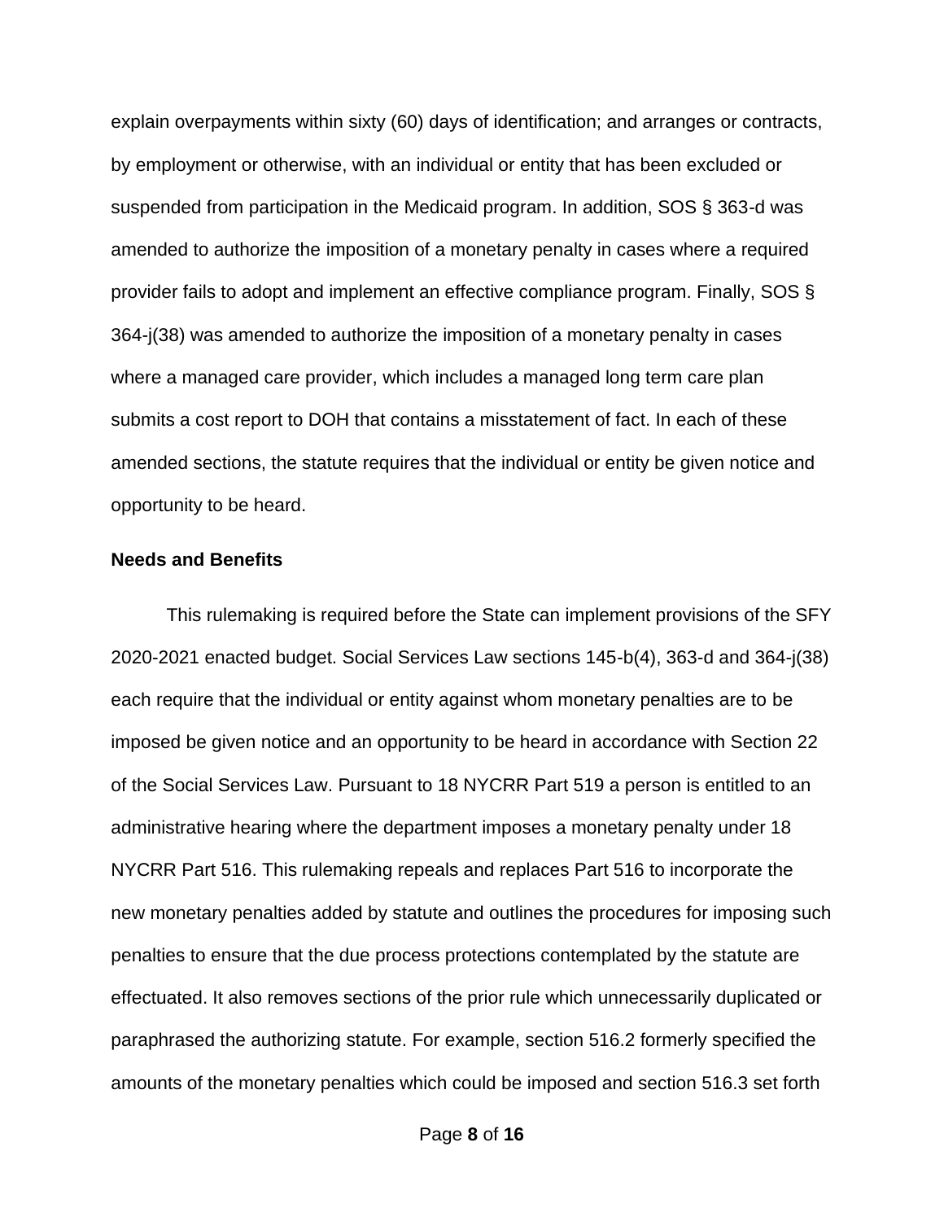explain overpayments within sixty (60) days of identification; and arranges or contracts, by employment or otherwise, with an individual or entity that has been excluded or suspended from participation in the Medicaid program. In addition, SOS § 363-d was amended to authorize the imposition of a monetary penalty in cases where a required provider fails to adopt and implement an effective compliance program. Finally, SOS § 364-j(38) was amended to authorize the imposition of a monetary penalty in cases where a managed care provider, which includes a managed long term care plan submits a cost report to DOH that contains a misstatement of fact. In each of these amended sections, the statute requires that the individual or entity be given notice and opportunity to be heard.

**Needs and Benefits**

This rulemaking is required before the State can implement provisions of the SFY 2020-2021 enacted budget. Social Services Law sections 145-b(4), 363-d and 364-j(38) each require that the individual or entity against whom monetary penalties are to be imposed be given notice and an opportunity to be heard in accordance with Section 22 of the Social Services Law. Pursuant to 18 NYCRR Part 519 a person is entitled to an administrative hearing where the department imposes a monetary penalty under 18 NYCRR Part 516. This rulemaking repeals and replaces Part 516 to incorporate the new monetary penalties added by statute and outlines the procedures for imposing such penalties to ensure that the due process protections contemplated by the statute are effectuated. It also removes sections of the prior rule which unnecessarily duplicated or paraphrased the authorizing statute. For example, section 516.2 formerly specified the amounts of the monetary penalties which could be imposed and section 516.3 set forth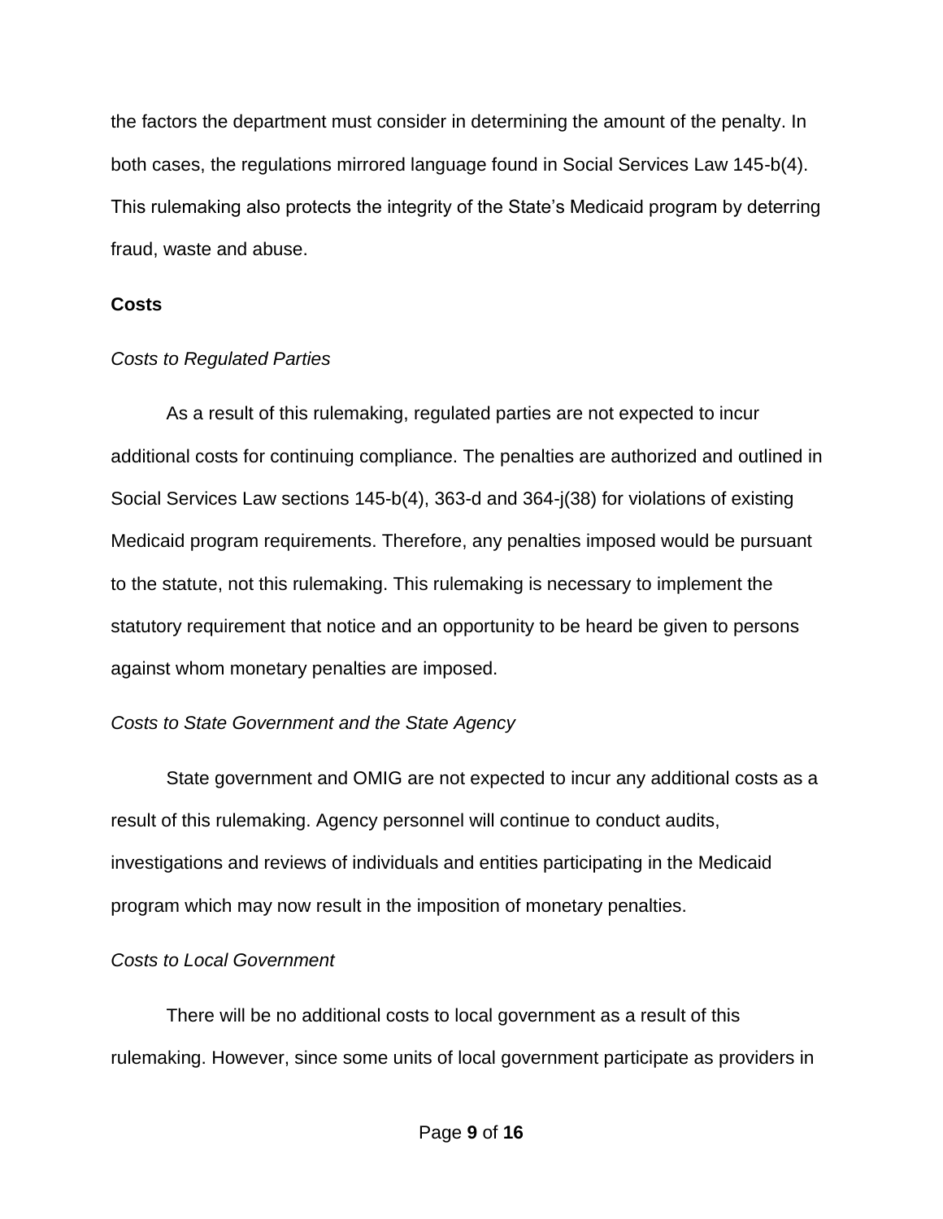the factors the department must consider in determining the amount of the penalty. In both cases, the regulations mirrored language found in Social Services Law 145-b(4). This rulemaking also protects the integrity of the State's Medicaid program by deterring fraud, waste and abuse.

**Costs**

*Costs to Regulated Parties*

As a result of this rulemaking, regulated parties are not expected to incur additional costs for continuing compliance. The penalties are authorized and outlined in Social Services Law sections 145-b(4), 363-d and 364-j(38) for violations of existing Medicaid program requirements. Therefore, any penalties imposed would be pursuant to the statute, not this rulemaking. This rulemaking is necessary to implement the statutory requirement that notice and an opportunity to be heard be given to persons against whom monetary penalties are imposed.

*Costs to State Government and the State Agency*

State government and OMIG are not expected to incur any additional costs as a result of this rulemaking. Agency personnel will continue to conduct audits, investigations and reviews of individuals and entities participating in the Medicaid program which may now result in the imposition of monetary penalties.

*Costs to Local Government*

There will be no additional costs to local government as a result of this rulemaking. However, since some units of local government participate as providers in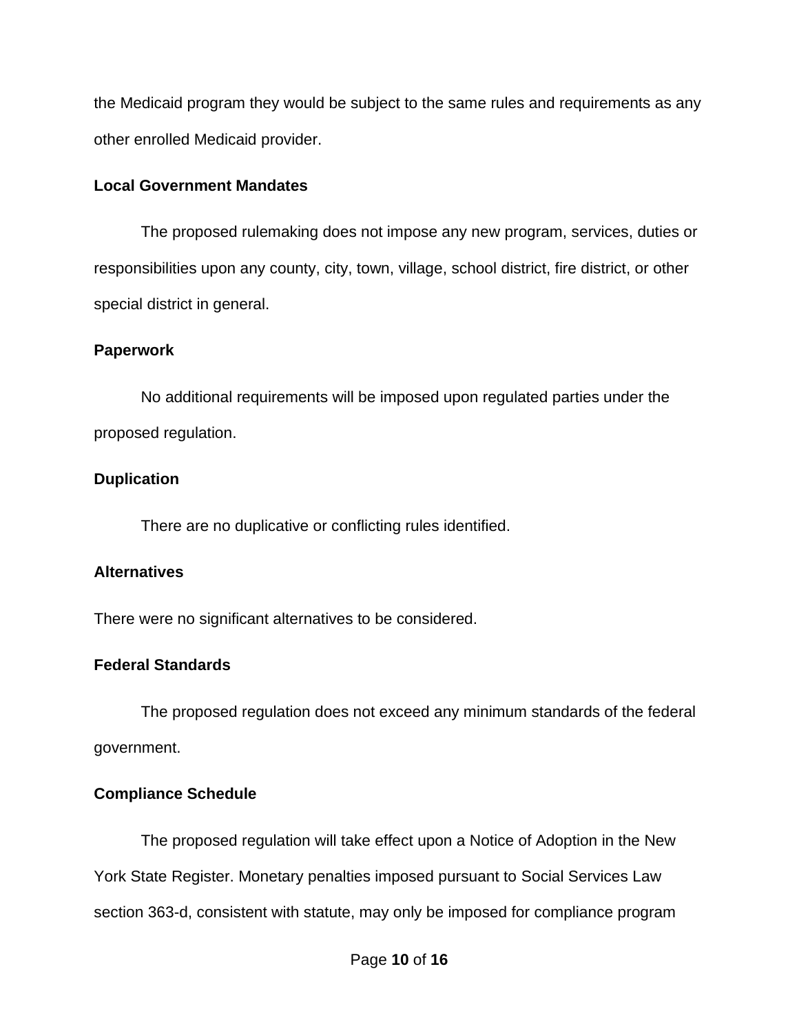the Medicaid program they would be subject to the same rules and requirements as any other enrolled Medicaid provider.

**Local Government Mandates**

The proposed rulemaking does not impose any new program, services, duties or responsibilities upon any county, city, town, village, school district, fire district, or other special district in general.

**Paperwork**

No additional requirements will be imposed upon regulated parties under the proposed regulation.

**Duplication**

There are no duplicative or conflicting rules identified.

**Alternatives**

There were no significant alternatives to be considered.

**Federal Standards**

The proposed regulation does not exceed any minimum standards of the federal government.

**Compliance Schedule**

The proposed regulation will take effect upon a Notice of Adoption in the New York State Register. Monetary penalties imposed pursuant to Social Services Law section 363-d, consistent with statute, may only be imposed for compliance program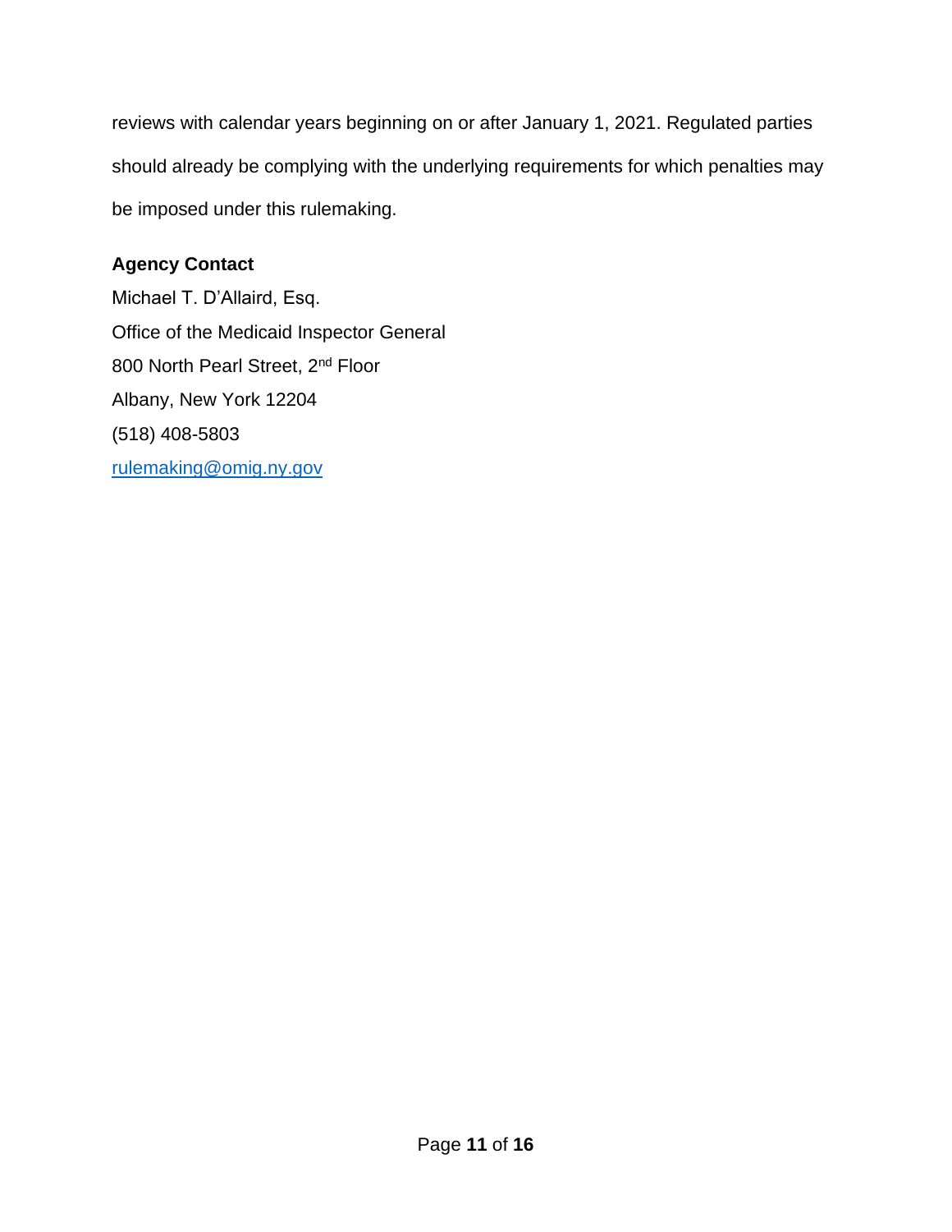reviews with calendar years beginning on or after January 1, 2021. Regulated parties should already be complying with the underlying requirements for which penalties may be imposed under this rulemaking.

**Agency Contact**

Michael T. D'Allaird, Esq.
Office of the Medicaid Inspector General
800 North Pearl Street, 2nd Floor
Albany, New York 12204
(518) 408-5803
rulemaking@omig.ny.gov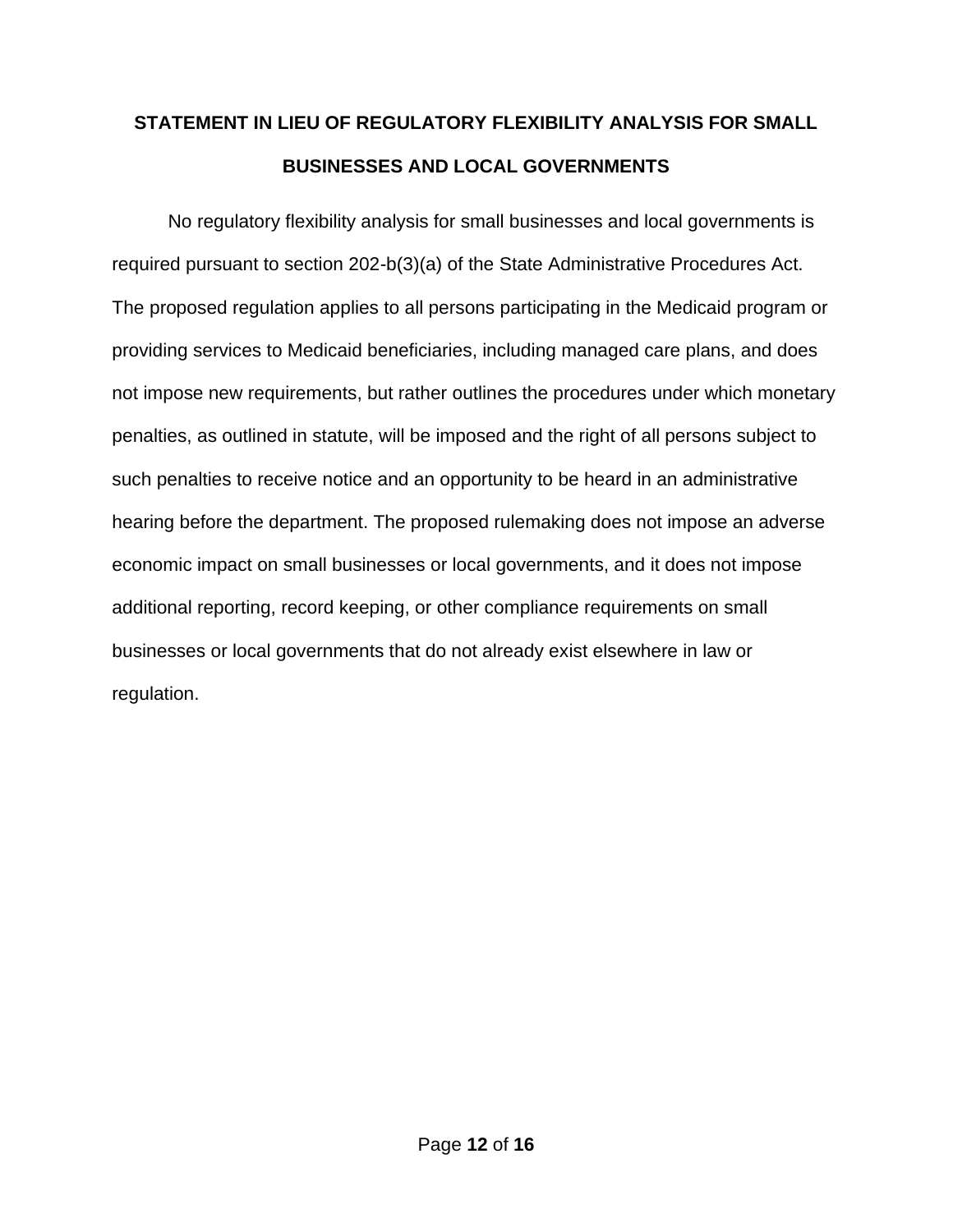## STATEMENT IN LIEU OF REGULATORY FLEXIBILITY ANALYSIS FOR SMALL BUSINESSES AND LOCAL GOVERNMENTS

No regulatory flexibility analysis for small businesses and local governments is required pursuant to section 202-b(3)(a) of the State Administrative Procedures Act. The proposed regulation applies to all persons participating in the Medicaid program or providing services to Medicaid beneficiaries, including managed care plans, and does not impose new requirements, but rather outlines the procedures under which monetary penalties, as outlined in statute, will be imposed and the right of all persons subject to such penalties to receive notice and an opportunity to be heard in an administrative hearing before the department. The proposed rulemaking does not impose an adverse economic impact on small businesses or local governments, and it does not impose additional reporting, record keeping, or other compliance requirements on small businesses or local governments that do not already exist elsewhere in law or regulation.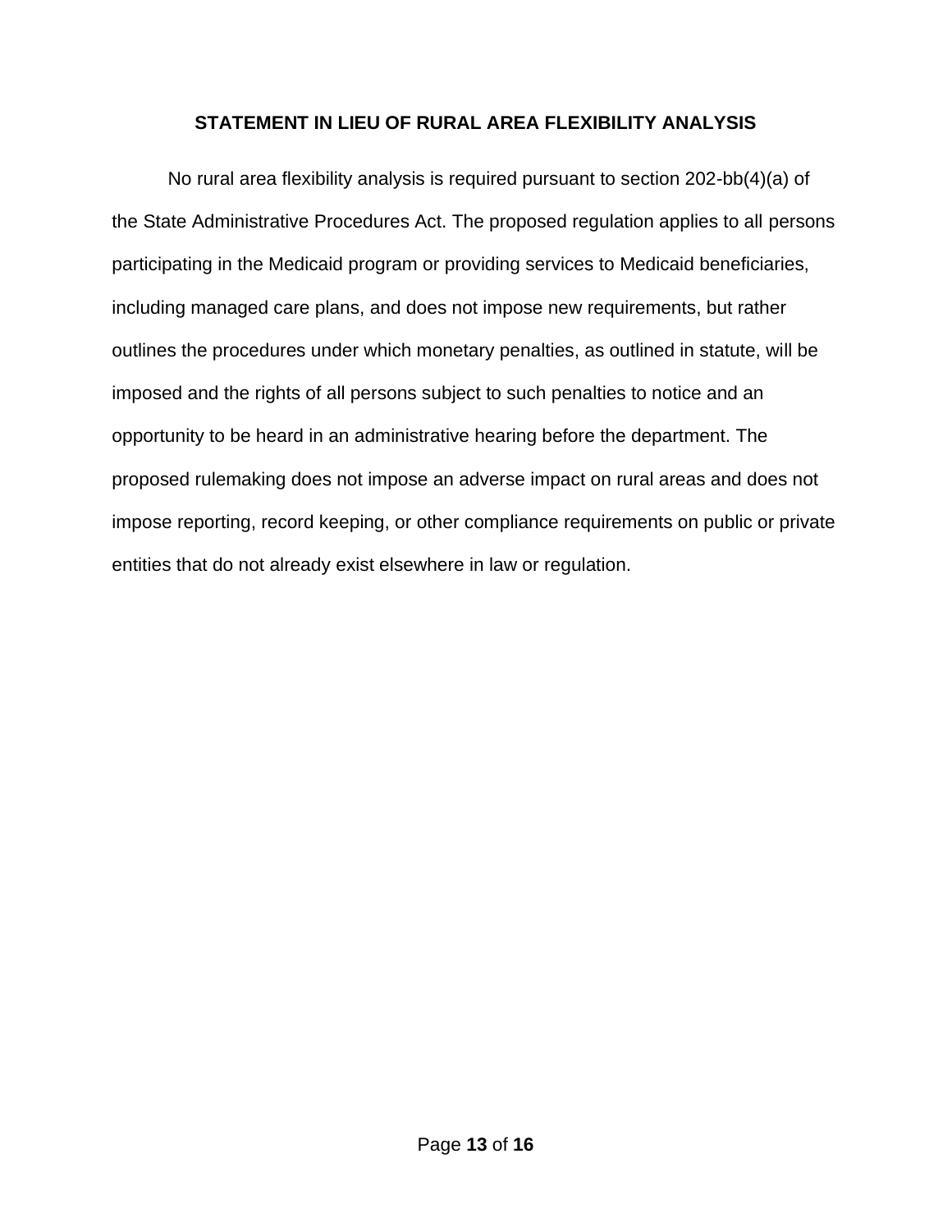## STATEMENT IN LIEU OF RURAL AREA FLEXIBILITY ANALYSIS

No rural area flexibility analysis is required pursuant to section 202-bb(4)(a) of the State Administrative Procedures Act. The proposed regulation applies to all persons participating in the Medicaid program or providing services to Medicaid beneficiaries, including managed care plans, and does not impose new requirements, but rather outlines the procedures under which monetary penalties, as outlined in statute, will be imposed and the rights of all persons subject to such penalties to notice and an opportunity to be heard in an administrative hearing before the department. The proposed rulemaking does not impose an adverse impact on rural areas and does not impose reporting, record keeping, or other compliance requirements on public or private entities that do not already exist elsewhere in law or regulation.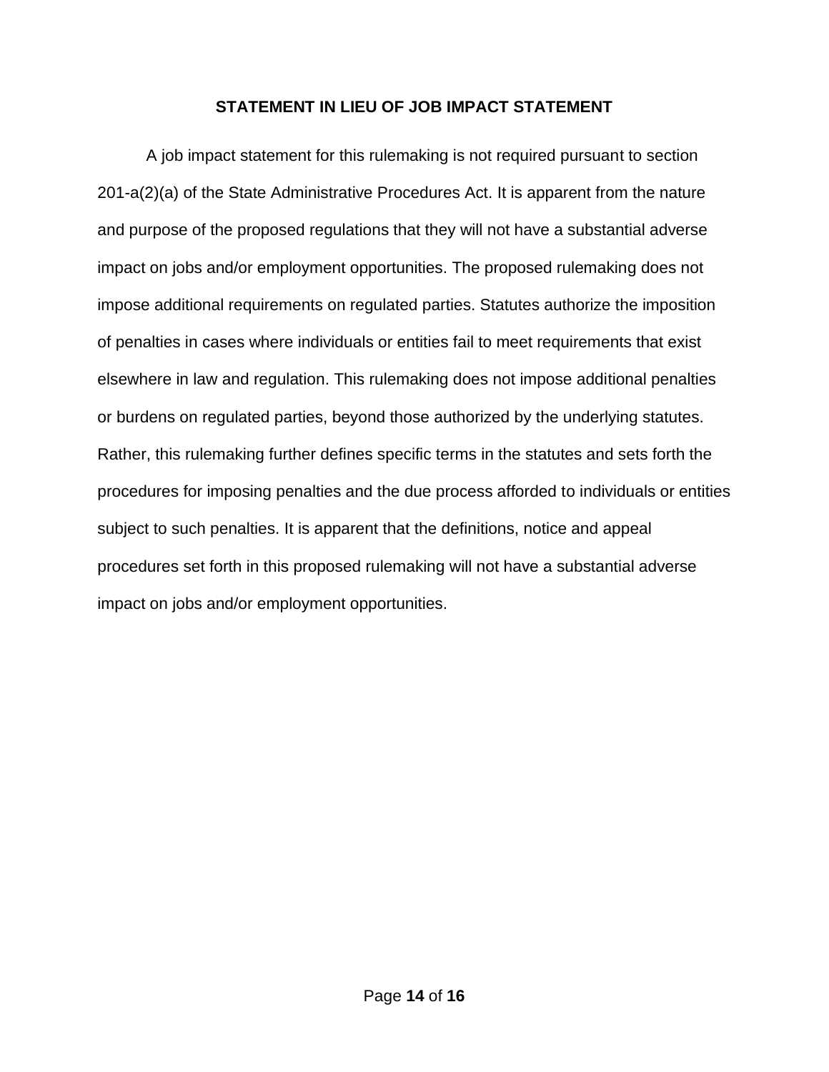## STATEMENT IN LIEU OF JOB IMPACT STATEMENT

A job impact statement for this rulemaking is not required pursuant to section 201-a(2)(a) of the State Administrative Procedures Act. It is apparent from the nature and purpose of the proposed regulations that they will not have a substantial adverse impact on jobs and/or employment opportunities. The proposed rulemaking does not impose additional requirements on regulated parties. Statutes authorize the imposition of penalties in cases where individuals or entities fail to meet requirements that exist elsewhere in law and regulation. This rulemaking does not impose additional penalties or burdens on regulated parties, beyond those authorized by the underlying statutes. Rather, this rulemaking further defines specific terms in the statutes and sets forth the procedures for imposing penalties and the due process afforded to individuals or entities subject to such penalties. It is apparent that the definitions, notice and appeal procedures set forth in this proposed rulemaking will not have a substantial adverse impact on jobs and/or employment opportunities.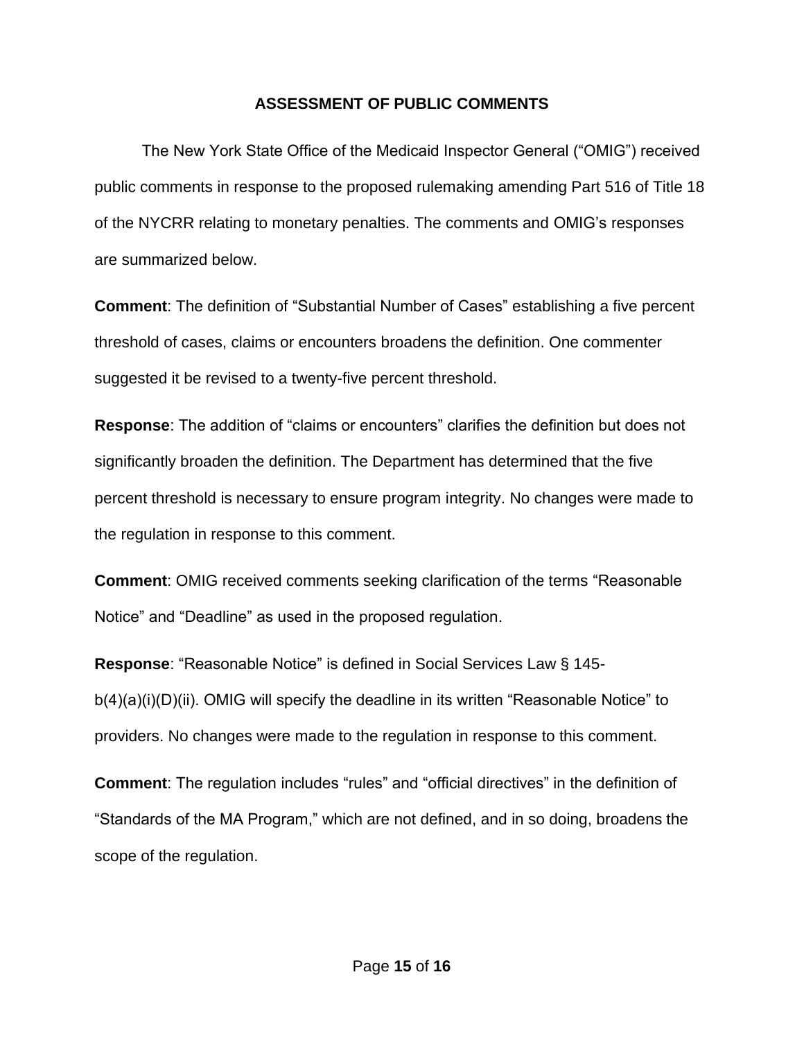## ASSESSMENT OF PUBLIC COMMENTS

The New York State Office of the Medicaid Inspector General ("OMIG") received public comments in response to the proposed rulemaking amending Part 516 of Title 18 of the NYCRR relating to monetary penalties. The comments and OMIG's responses are summarized below.

**Comment**: The definition of "Substantial Number of Cases" establishing a five percent threshold of cases, claims or encounters broadens the definition. One commenter suggested it be revised to a twenty-five percent threshold.

**Response**: The addition of "claims or encounters" clarifies the definition but does not significantly broaden the definition. The Department has determined that the five percent threshold is necessary to ensure program integrity. No changes were made to the regulation in response to this comment.

**Comment**: OMIG received comments seeking clarification of the terms "Reasonable Notice" and "Deadline" as used in the proposed regulation.

**Response**: "Reasonable Notice" is defined in Social Services Law § 145-b(4)(a)(i)(D)(ii). OMIG will specify the deadline in its written "Reasonable Notice" to providers. No changes were made to the regulation in response to this comment.

**Comment**: The regulation includes "rules" and "official directives" in the definition of "Standards of the MA Program," which are not defined, and in so doing, broadens the scope of the regulation.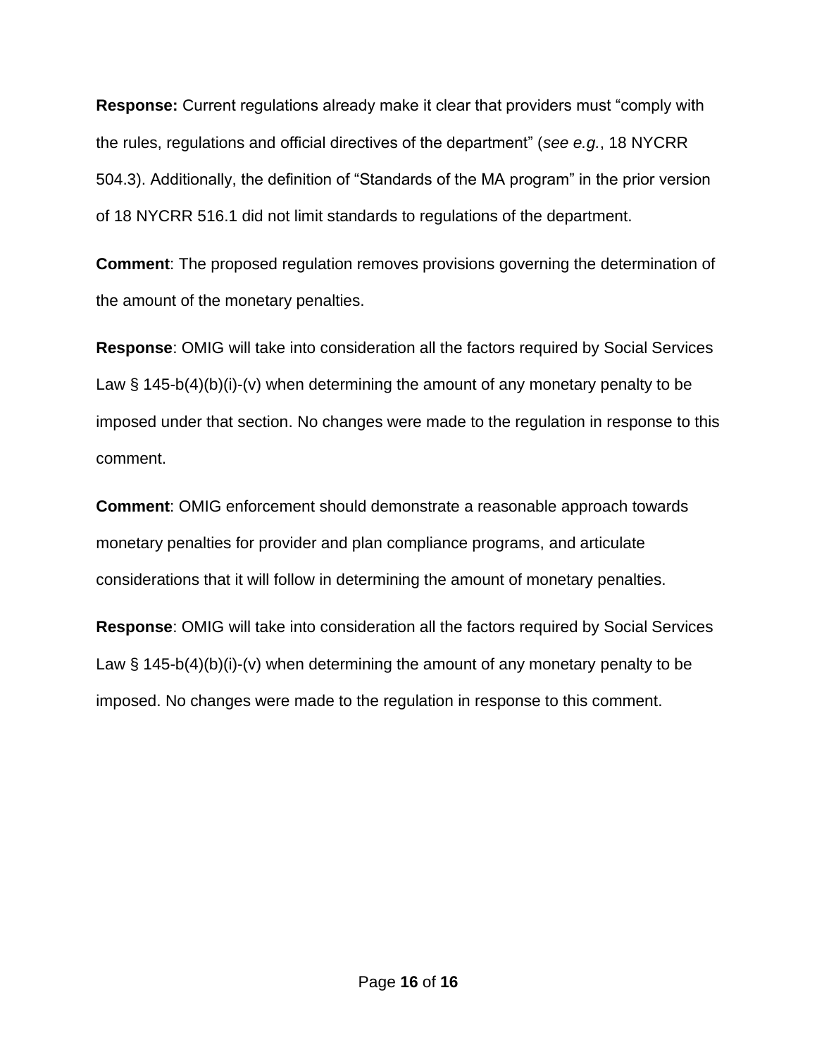**Response:** Current regulations already make it clear that providers must "comply with the rules, regulations and official directives of the department" (*see e.g.*, 18 NYCRR 504.3). Additionally, the definition of "Standards of the MA program" in the prior version of 18 NYCRR 516.1 did not limit standards to regulations of the department.

**Comment**: The proposed regulation removes provisions governing the determination of the amount of the monetary penalties.

**Response**: OMIG will take into consideration all the factors required by Social Services Law § 145-b(4)(b)(i)-(v) when determining the amount of any monetary penalty to be imposed under that section. No changes were made to the regulation in response to this comment.

**Comment**: OMIG enforcement should demonstrate a reasonable approach towards monetary penalties for provider and plan compliance programs, and articulate considerations that it will follow in determining the amount of monetary penalties.

**Response**: OMIG will take into consideration all the factors required by Social Services Law § 145-b(4)(b)(i)-(v) when determining the amount of any monetary penalty to be imposed. No changes were made to the regulation in response to this comment.